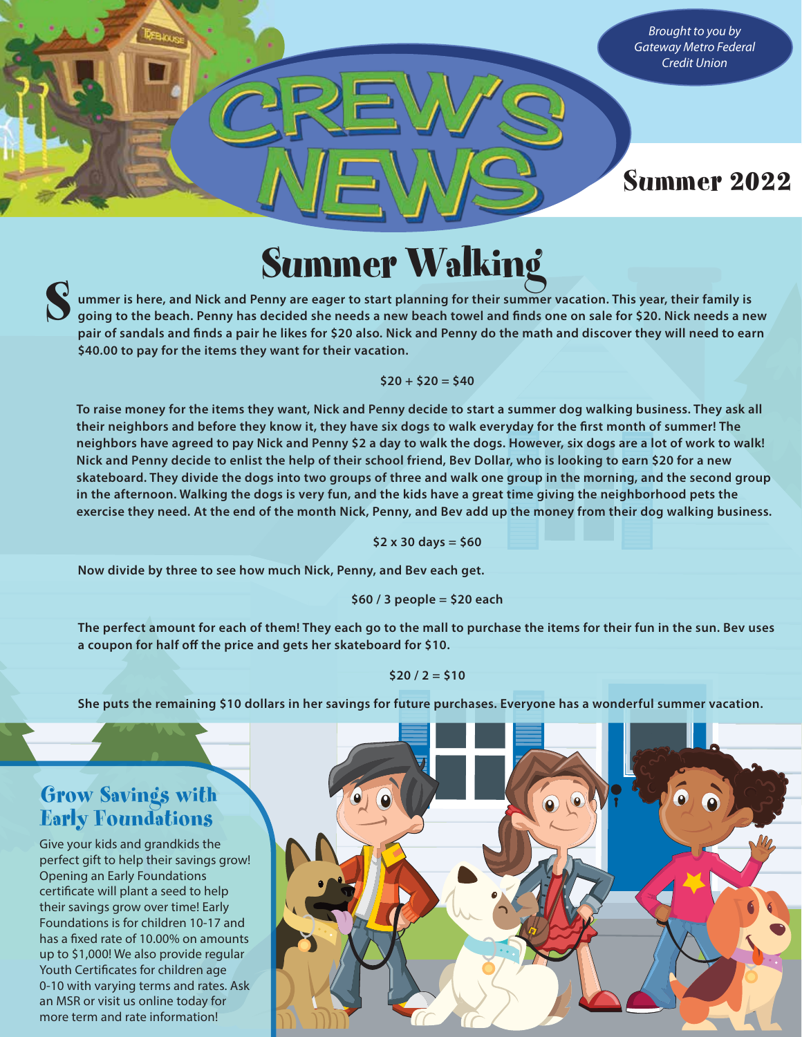*Brought to you by Gateway Metro Federal Credit Union*

# CREW'S NEWS

Summer 2022

## Summer Walking

**Summer is here, and Nick and Penny are eager to start planning for their summer vacation. This year, their family is going to the beach. Penny has decided she needs a new beach towel and finds one on sale for $20. Nick needs a new pair of sandals and finds a pair he likes for $20 also. Nick and Penny do the math and discover they will need to earn $40.00 to pay for the items they want for their vacation.**

**$20 + $20 = $40**

**To raise money for the items they want, Nick and Penny decide to start a summer dog walking business. They ask all their neighbors and before they know it, they have six dogs to walk everyday for the first month of summer! The neighbors have agreed to pay Nick and Penny $2 a day to walk the dogs. However, six dogs are a lot of work to walk! Nick and Penny decide to enlist the help of their school friend, Bev Dollar, who is looking to earn $20 for a new skateboard. They divide the dogs into two groups of three and walk one group in the morning, and the second group in the afternoon. Walking the dogs is very fun, and the kids have a great time giving the neighborhood pets the exercise they need. At the end of the month Nick, Penny, and Bev add up the money from their dog walking business.**

**$2 x 30 days = $60**

**Now divide by three to see how much Nick, Penny, and Bev each get.**

**$60 / 3 people = $20 each**

**The perfect amount for each of them! They each go to the mall to purchase the items for their fun in the sun. Bev uses a coupon for half off the price and gets her skateboard for $10.**

**$20 / 2 = $10**

**She puts the remaining $10 dollars in her savings for future purchases. Everyone has a wonderful summer vacation.**

### Grow Savings with Early Foundations

Give your kids and grandkids the perfect gift to help their savings grow! Opening an Early Foundations certificate will plant a seed to help their savings grow over time! Early Foundations is for children 10-17 and has a fixed rate of 10.00% on amounts up to $1,000! We also provide regular Youth Certificates for children age 0-10 with varying terms and rates. Ask an MSR or visit us online today for more term and rate information!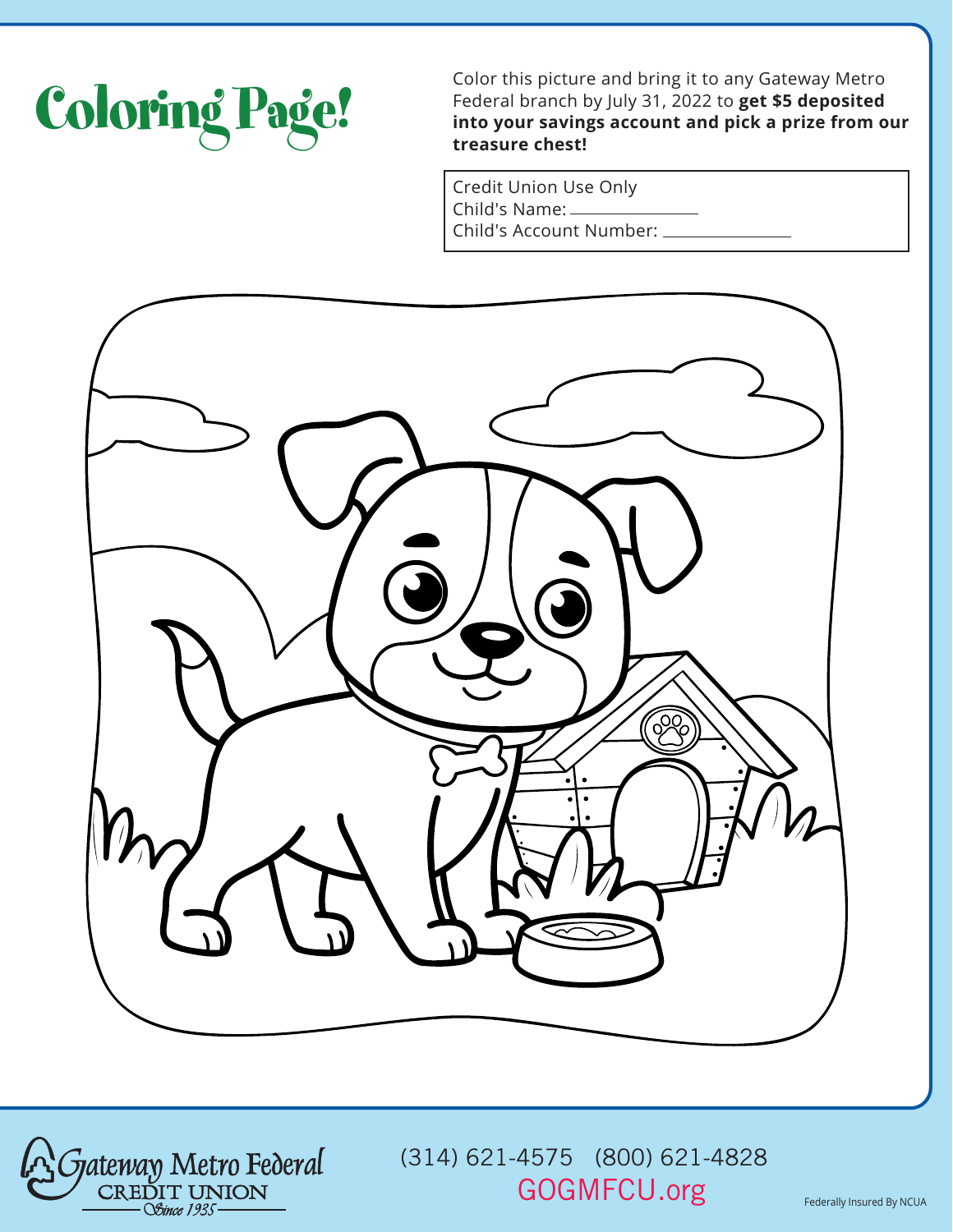# Coloring Page!

Color this picture and bring it to any Gateway Metro Federal branch by July 31, 2022 to **get $5 deposited into your savings account and pick a prize from our treasure chest!**

Credit Union Use Only
Child's Name: ______________
Child's Account Number: ______________

Gateway Metro Federal CREDIT UNION Since 1935

(314) 621-4575 (800) 621-4828
GOGMFCU.org

Federally Insured By NCUA